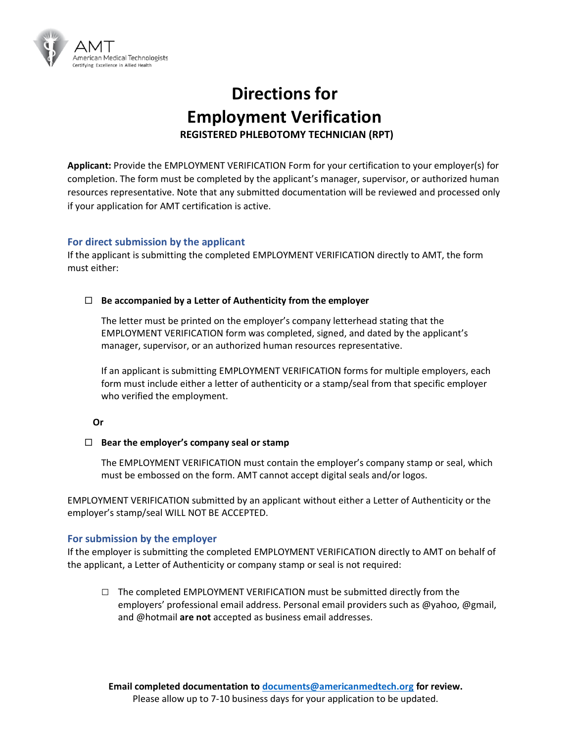AMT
American Medical Technologists
Certifying Excellence in Allied Health

# Directions for Employment Verification

### REGISTERED PHLEBOTOMY TECHNICIAN (RPT)

**Applicant:** Provide the EMPLOYMENT VERIFICATION Form for your certification to your employer(s) for completion. The form must be completed by the applicant's manager, supervisor, or authorized human resources representative. Note that any submitted documentation will be reviewed and processed only if your application for AMT certification is active.

## For direct submission by the applicant

If the applicant is submitting the completed EMPLOYMENT VERIFICATION directly to AMT, the form must either:

☐ **Be accompanied by a Letter of Authenticity from the employer**

The letter must be printed on the employer's company letterhead stating that the EMPLOYMENT VERIFICATION form was completed, signed, and dated by the applicant's manager, supervisor, or an authorized human resources representative.

If an applicant is submitting EMPLOYMENT VERIFICATION forms for multiple employers, each form must include either a letter of authenticity or a stamp/seal from that specific employer who verified the employment.

**Or**

☐ **Bear the employer's company seal or stamp**

The EMPLOYMENT VERIFICATION must contain the employer's company stamp or seal, which must be embossed on the form. AMT cannot accept digital seals and/or logos.

EMPLOYMENT VERIFICATION submitted by an applicant without either a Letter of Authenticity or the employer's stamp/seal WILL NOT BE ACCEPTED.

## For submission by the employer

If the employer is submitting the completed EMPLOYMENT VERIFICATION directly to AMT on behalf of the applicant, a Letter of Authenticity or company stamp or seal is not required:

☐ The completed EMPLOYMENT VERIFICATION must be submitted directly from the employers' professional email address. Personal email providers such as @yahoo, @gmail, and @hotmail **are not** accepted as business email addresses.

**Email completed documentation to [documents@americanmedtech.org](mailto:documents@americanmedtech.org) for review.**
Please allow up to 7-10 business days for your application to be updated.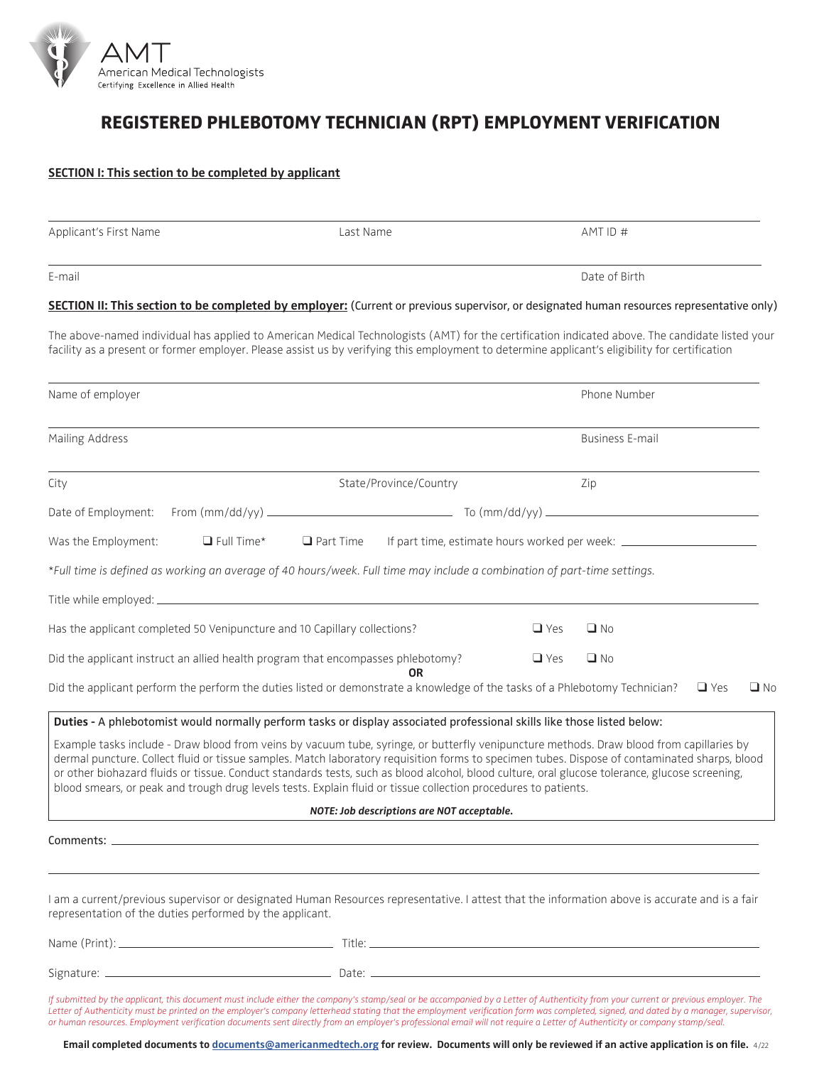AMT
American Medical Technologists
Certifying Excellence in Allied Health

# REGISTERED PHLEBOTOMY TECHNICIAN (RPT) EMPLOYMENT VERIFICATION

**SECTION I: This section to be completed by applicant**

Applicant's First Name ______ Last Name ______ AMT ID # ______

E-mail ______ Date of Birth ______

**SECTION II: This section to be completed by employer:** (Current or previous supervisor, or designated human resources representative only)

The above-named individual has applied to American Medical Technologists (AMT) for the certification indicated above. The candidate listed your facility as a present or former employer. Please assist us by verifying this employment to determine applicant's eligibility for certification

Name of employer ______ Phone Number ______

Mailing Address ______ Business E-mail ______

City ______ State/Province/Country ______ Zip ______

Date of Employment: From (mm/dd/yy) ______ To (mm/dd/yy) ______

Was the Employment: ❑ Full Time* ❑ Part Time If part time, estimate hours worked per week: ______

*Full time is defined as working an average of 40 hours/week. Full time may include a combination of part-time settings.*

Title while employed: ______

Has the applicant completed 50 Venipuncture and 10 Capillary collections? ❑ Yes ❑ No

Did the applicant instruct an allied health program that encompasses phlebotomy? ❑ Yes ❑ No

**OR**

Did the applicant perform the perform the duties listed or demonstrate a knowledge of the tasks of a Phlebotomy Technician? ❑ Yes ❑ No

**Duties -** A phlebotomist would normally perform tasks or display associated professional skills like those listed below:

Example tasks include - Draw blood from veins by vacuum tube, syringe, or butterfly venipuncture methods. Draw blood from capillaries by dermal puncture. Collect fluid or tissue samples. Match laboratory requisition forms to specimen tubes. Dispose of contaminated sharps, blood or other biohazard fluids or tissue. Conduct standards tests, such as blood alcohol, blood culture, oral glucose tolerance, glucose screening, blood smears, or peak and trough drug levels tests. Explain fluid or tissue collection procedures to patients.

***NOTE: Job descriptions are NOT acceptable.***

Comments: ______

I am a current/previous supervisor or designated Human Resources representative. I attest that the information above is accurate and is a fair representation of the duties performed by the applicant.

Name (Print): ______ Title: ______

Signature: ______ Date: ______

*If submitted by the applicant, this document must include either the company's stamp/seal or be accompanied by a Letter of Authenticity from your current or previous employer. The Letter of Authenticity must be printed on the employer's company letterhead stating that the employment verification form was completed, signed, and dated by a manager, supervisor, or human resources. Employment verification documents sent directly from an employer's professional email will not require a Letter of Authenticity or company stamp/seal.*

**Email completed documents to documents@americanmedtech.org for review. Documents will only be reviewed if an active application is on file.** 4/22